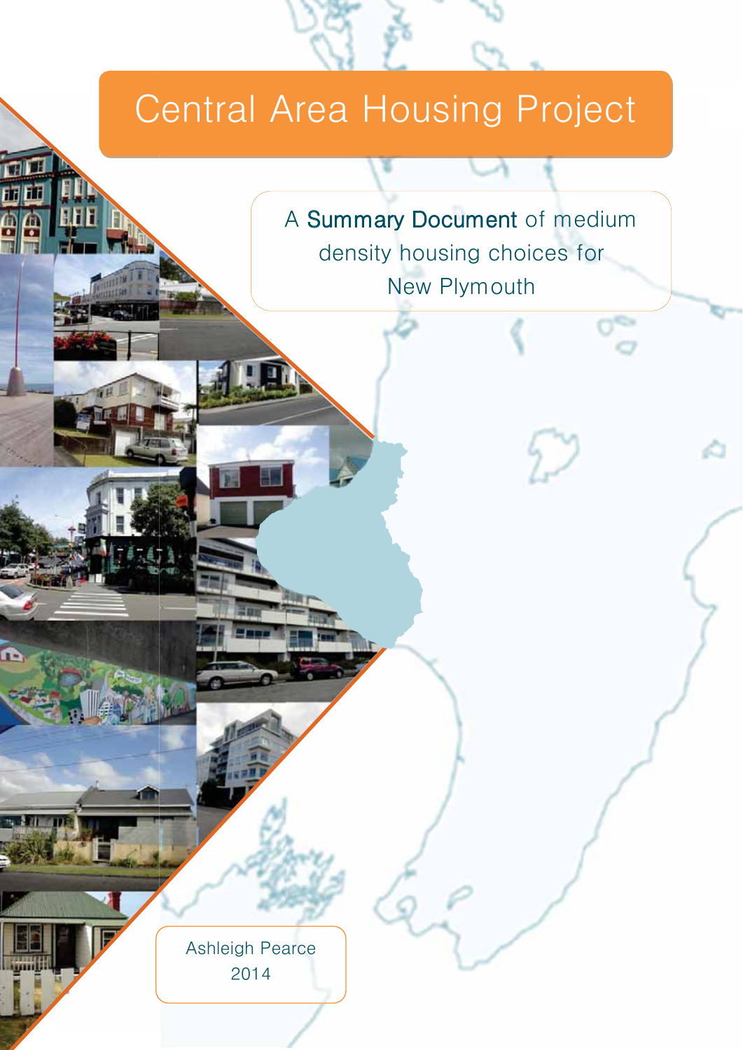# Central Area Housing Project

A **Summary Document** of medium density housing choices for New Plymouth

Ashleigh Pearce
2014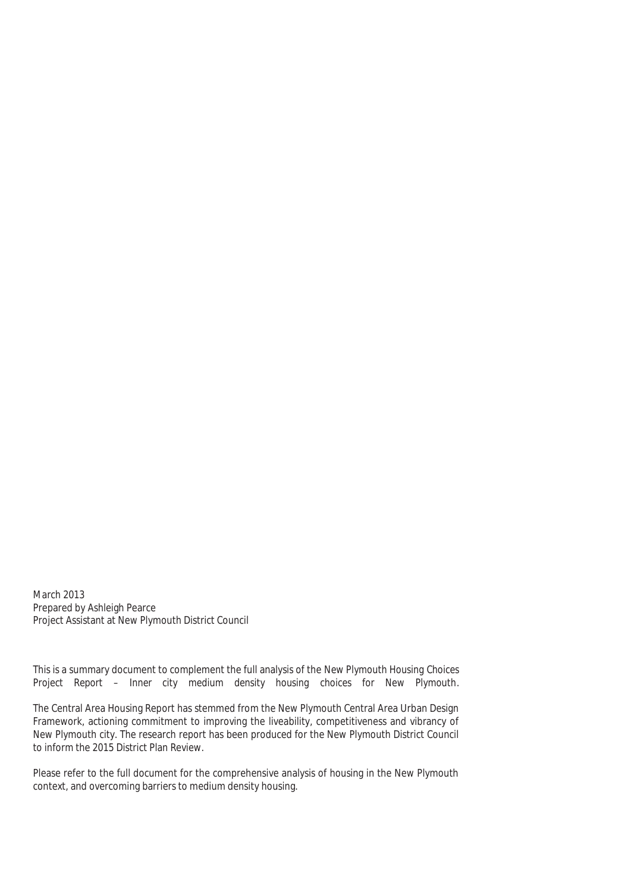March 2013
Prepared by Ashleigh Pearce
Project Assistant at New Plymouth District Council

This is a summary document to complement the full analysis of the New Plymouth Housing Choices Project Report – Inner city medium density housing choices for New Plymouth.

The Central Area Housing Report has stemmed from the New Plymouth Central Area Urban Design Framework, actioning commitment to improving the liveability, competitiveness and vibrancy of New Plymouth city. The research report has been produced for the New Plymouth District Council to inform the 2015 District Plan Review.

Please refer to the full document for the comprehensive analysis of housing in the New Plymouth context, and overcoming barriers to medium density housing.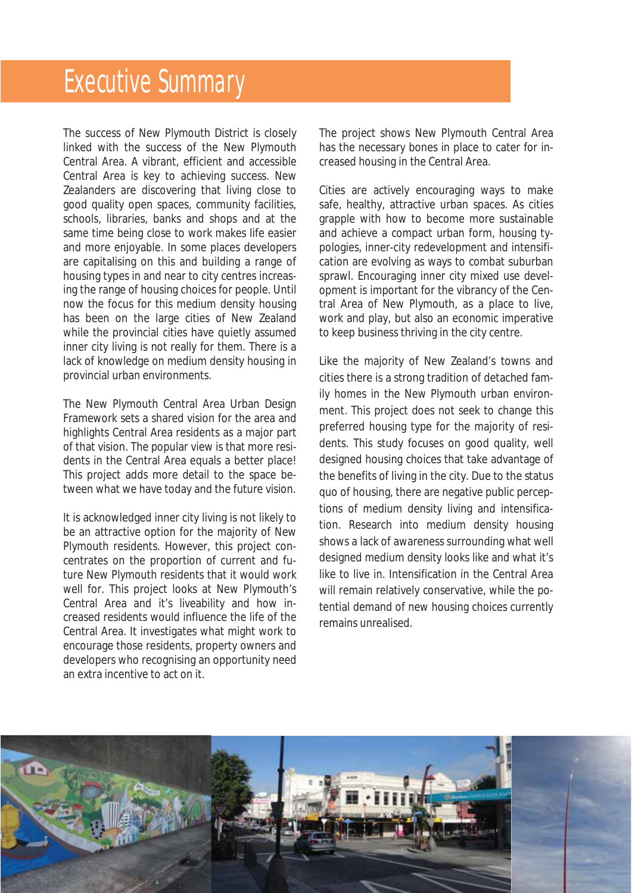# Executive Summary

The success of New Plymouth District is closely linked with the success of the New Plymouth Central Area. A vibrant, efficient and accessible Central Area is key to achieving success. New Zealanders are discovering that living close to good quality open spaces, community facilities, schools, libraries, banks and shops and at the same time being close to work makes life easier and more enjoyable. In some places developers are capitalising on this and building a range of housing types in and near to city centres increasing the range of housing choices for people. Until now the focus for this medium density housing has been on the large cities of New Zealand while the provincial cities have quietly assumed inner city living is not really for them. There is a lack of knowledge on medium density housing in provincial urban environments.

The New Plymouth Central Area Urban Design Framework sets a shared vision for the area and highlights Central Area residents as a major part of that vision. The popular view is that more residents in the Central Area equals a better place! This project adds more detail to the space between what we have today and the future vision.

It is acknowledged inner city living is not likely to be an attractive option for the majority of New Plymouth residents. However, this project concentrates on the proportion of current and future New Plymouth residents that it would work well for. This project looks at New Plymouth's Central Area and it's liveability and how increased residents would influence the life of the Central Area. It investigates what might work to encourage those residents, property owners and developers who recognising an opportunity need an extra incentive to act on it.

The project shows New Plymouth Central Area has the necessary bones in place to cater for increased housing in the Central Area.

Cities are actively encouraging ways to make safe, healthy, attractive urban spaces. As cities grapple with how to become more sustainable and achieve a compact urban form, housing typologies, inner-city redevelopment and intensification are evolving as ways to combat suburban sprawl. Encouraging inner city mixed use development is important for the vibrancy of the Central Area of New Plymouth, as a place to live, work and play, but also an economic imperative to keep business thriving in the city centre.

Like the majority of New Zealand's towns and cities there is a strong tradition of detached family homes in the New Plymouth urban environment. This project does not seek to change this preferred housing type for the majority of residents. This study focuses on good quality, well designed housing choices that take advantage of the benefits of living in the city. Due to the status quo of housing, there are negative public perceptions of medium density living and intensification. Research into medium density housing shows a lack of awareness surrounding what well designed medium density looks like and what it's like to live in. Intensification in the Central Area will remain relatively conservative, while the potential demand of new housing choices currently remains unrealised.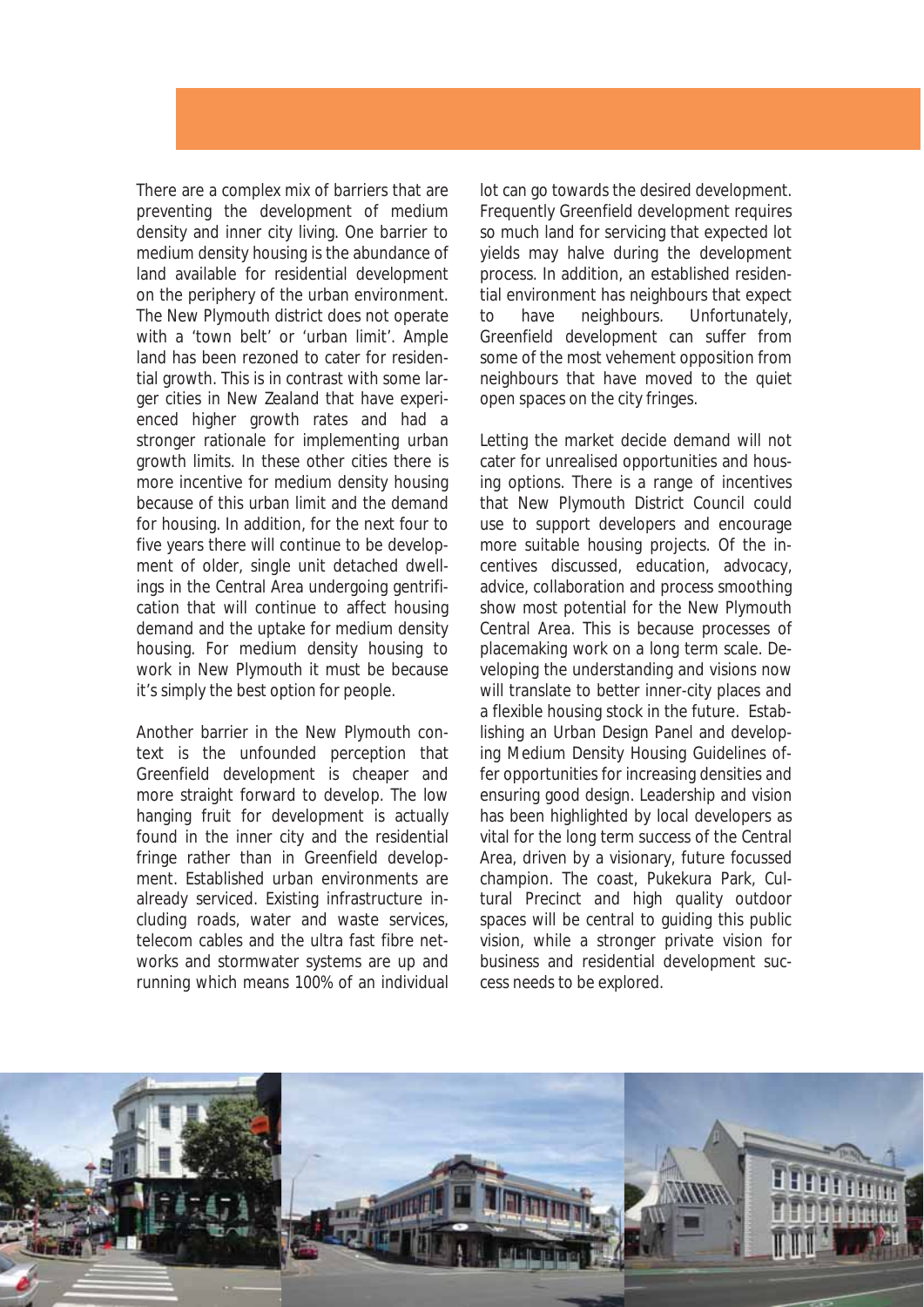There are a complex mix of barriers that are preventing the development of medium density and inner city living. One barrier to medium density housing is the abundance of land available for residential development on the periphery of the urban environment. The New Plymouth district does not operate with a 'town belt' or 'urban limit'. Ample land has been rezoned to cater for residential growth. This is in contrast with some larger cities in New Zealand that have experienced higher growth rates and had a stronger rationale for implementing urban growth limits. In these other cities there is more incentive for medium density housing because of this urban limit and the demand for housing. In addition, for the next four to five years there will continue to be development of older, single unit detached dwellings in the Central Area undergoing gentrification that will continue to affect housing demand and the uptake for medium density housing. For medium density housing to work in New Plymouth it must be because it's simply the best option for people.

Another barrier in the New Plymouth context is the unfounded perception that Greenfield development is cheaper and more straight forward to develop. The low hanging fruit for development is actually found in the inner city and the residential fringe rather than in Greenfield development. Established urban environments are already serviced. Existing infrastructure including roads, water and waste services, telecom cables and the ultra fast fibre networks and stormwater systems are up and running which means 100% of an individual lot can go towards the desired development. Frequently Greenfield development requires so much land for servicing that expected lot yields may halve during the development process. In addition, an established residential environment has neighbours that expect to have neighbours. Unfortunately, Greenfield development can suffer from some of the most vehement opposition from neighbours that have moved to the quiet open spaces on the city fringes.

Letting the market decide demand will not cater for unrealised opportunities and housing options. There is a range of incentives that New Plymouth District Council could use to support developers and encourage more suitable housing projects. Of the incentives discussed, education, advocacy, advice, collaboration and process smoothing show most potential for the New Plymouth Central Area. This is because processes of placemaking work on a long term scale. Developing the understanding and visions now will translate to better inner-city places and a flexible housing stock in the future. Establishing an Urban Design Panel and developing Medium Density Housing Guidelines offer opportunities for increasing densities and ensuring good design. Leadership and vision has been highlighted by local developers as vital for the long term success of the Central Area, driven by a visionary, future focussed champion. The coast, Pukekura Park, Cultural Precinct and high quality outdoor spaces will be central to guiding this public vision, while a stronger private vision for business and residential development success needs to be explored.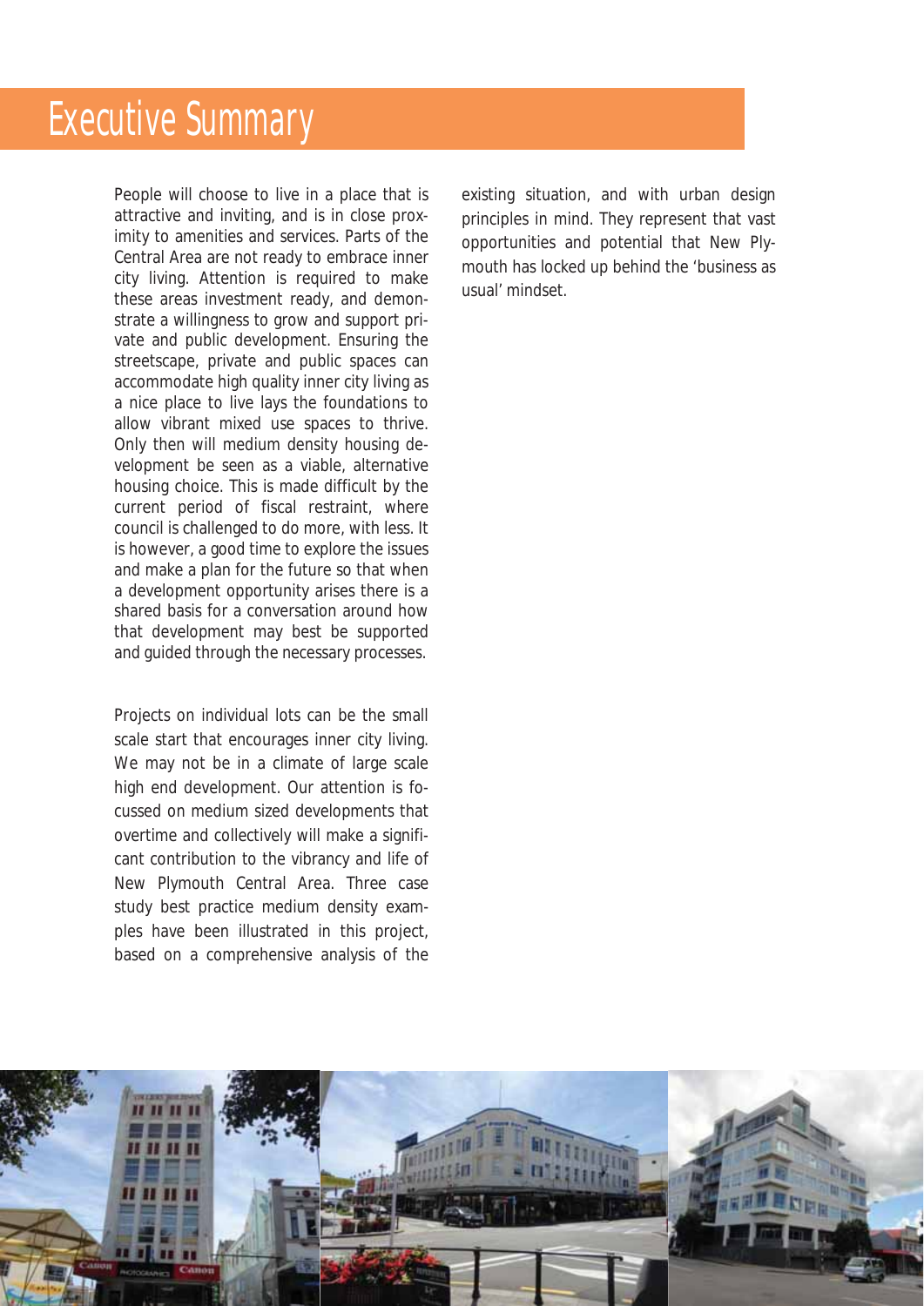# Executive Summary

People will choose to live in a place that is attractive and inviting, and is in close proximity to amenities and services. Parts of the Central Area are not ready to embrace inner city living. Attention is required to make these areas investment ready, and demonstrate a willingness to grow and support private and public development. Ensuring the streetscape, private and public spaces can accommodate high quality inner city living as a nice place to live lays the foundations to allow vibrant mixed use spaces to thrive. Only then will medium density housing development be seen as a viable, alternative housing choice. This is made difficult by the current period of fiscal restraint, where council is challenged to do more, with less. It is however, a good time to explore the issues and make a plan for the future so that when a development opportunity arises there is a shared basis for a conversation around how that development may best be supported and guided through the necessary processes.

Projects on individual lots can be the small scale start that encourages inner city living. We may not be in a climate of large scale high end development. Our attention is focussed on medium sized developments that overtime and collectively will make a significant contribution to the vibrancy and life of New Plymouth Central Area. Three case study best practice medium density examples have been illustrated in this project, based on a comprehensive analysis of the existing situation, and with urban design principles in mind. They represent that vast opportunities and potential that New Plymouth has locked up behind the 'business as usual' mindset.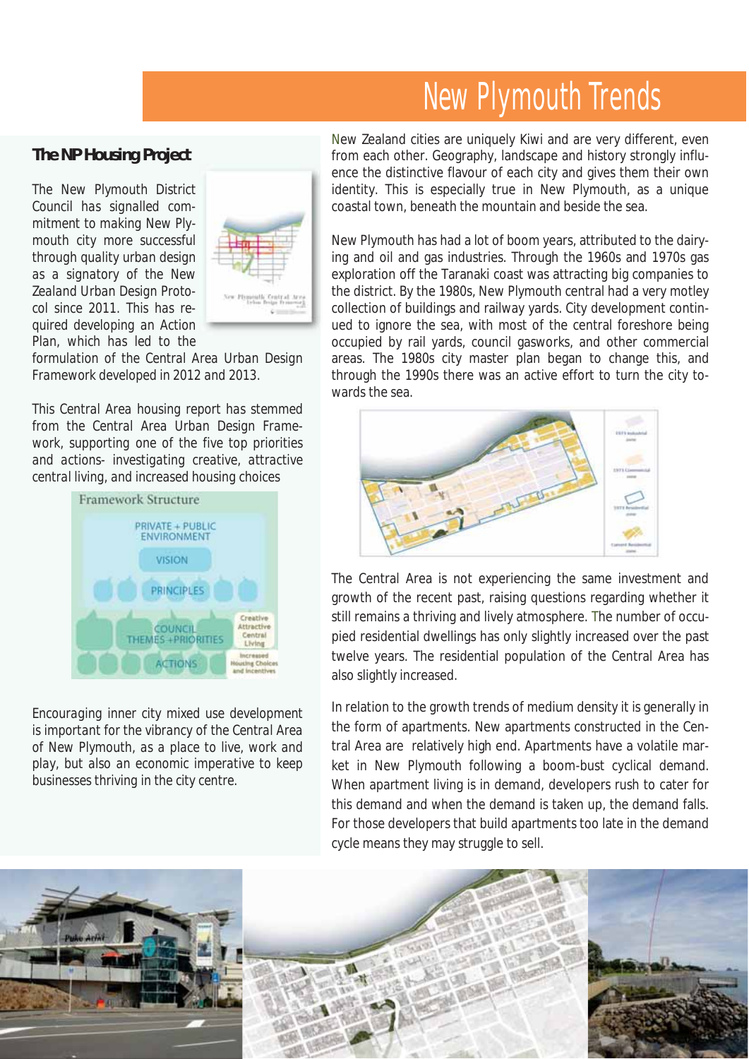# New Plymouth Trends

## The NP Housing Project

The New Plymouth District Council has signalled commitment to making New Plymouth city more successful through quality urban design as a signatory of the New Zealand Urban Design Protocol since 2011. This has required developing an Action Plan, which has led to the formulation of the Central Area Urban Design Framework developed in 2012 and 2013.

This Central Area housing report has stemmed from the Central Area Urban Design Framework, supporting one of the five top priorities and actions- investigating creative, attractive central living, and increased housing choices

Encouraging inner city mixed use development is important for the vibrancy of the Central Area of New Plymouth, as a place to live, work and play, but also an economic imperative to keep businesses thriving in the city centre.

New Zealand cities are uniquely Kiwi and are very different, even from each other. Geography, landscape and history strongly influence the distinctive flavour of each city and gives them their own identity. This is especially true in New Plymouth, as a unique coastal town, beneath the mountain and beside the sea.

New Plymouth has had a lot of boom years, attributed to the dairying and oil and gas industries. Through the 1960s and 1970s gas exploration off the Taranaki coast was attracting big companies to the district. By the 1980s, New Plymouth central had a very motley collection of buildings and railway yards. City development continued to ignore the sea, with most of the central foreshore being occupied by rail yards, council gasworks, and other commercial areas. The 1980s city master plan began to change this, and through the 1990s there was an active effort to turn the city towards the sea.

The Central Area is not experiencing the same investment and growth of the recent past, raising questions regarding whether it still remains a thriving and lively atmosphere. The number of occupied residential dwellings has only slightly increased over the past twelve years. The residential population of the Central Area has also slightly increased.

In relation to the growth trends of medium density it is generally in the form of apartments. New apartments constructed in the Central Area are relatively high end. Apartments have a volatile market in New Plymouth following a boom-bust cyclical demand. When apartment living is in demand, developers rush to cater for this demand and when the demand is taken up, the demand falls. For those developers that build apartments too late in the demand cycle means they may struggle to sell.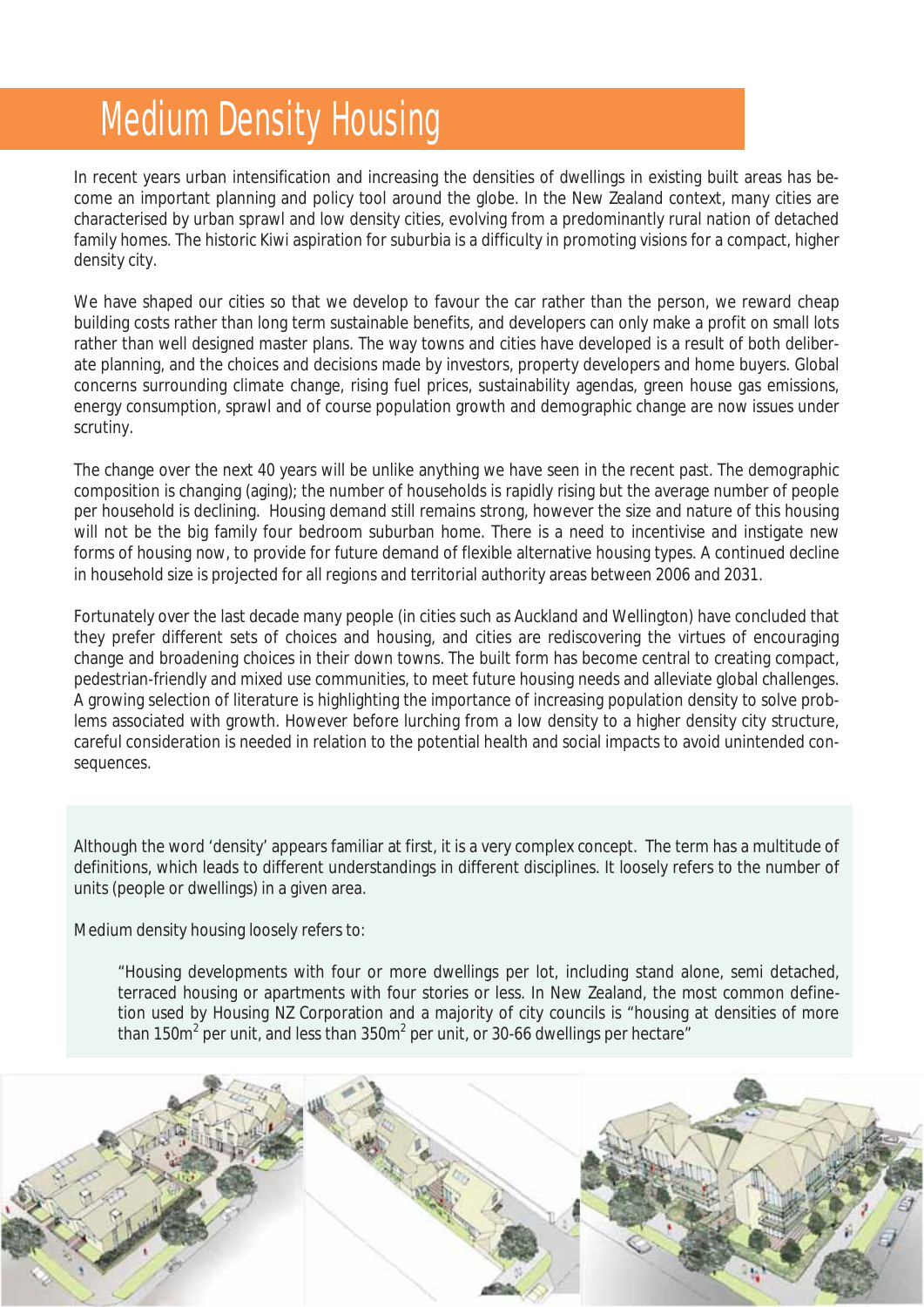# Medium Density Housing

In recent years urban intensification and increasing the densities of dwellings in existing built areas has become an important planning and policy tool around the globe. In the New Zealand context, many cities are characterised by urban sprawl and low density cities, evolving from a predominantly rural nation of detached family homes. The historic Kiwi aspiration for suburbia is a difficulty in promoting visions for a compact, higher density city.

We have shaped our cities so that we develop to favour the car rather than the person, we reward cheap building costs rather than long term sustainable benefits, and developers can only make a profit on small lots rather than well designed master plans. The way towns and cities have developed is a result of both deliberate planning, and the choices and decisions made by investors, property developers and home buyers. Global concerns surrounding climate change, rising fuel prices, sustainability agendas, green house gas emissions, energy consumption, sprawl and of course population growth and demographic change are now issues under scrutiny.

The change over the next 40 years will be unlike anything we have seen in the recent past. The demographic composition is changing (aging); the number of households is rapidly rising but the average number of people per household is declining. Housing demand still remains strong, however the size and nature of this housing will not be the big family four bedroom suburban home. There is a need to incentivise and instigate new forms of housing now, to provide for future demand of flexible alternative housing types. A continued decline in household size is projected for all regions and territorial authority areas between 2006 and 2031.

Fortunately over the last decade many people (in cities such as Auckland and Wellington) have concluded that they prefer different sets of choices and housing, and cities are rediscovering the virtues of encouraging change and broadening choices in their down towns. The built form has become central to creating compact, pedestrian-friendly and mixed use communities, to meet future housing needs and alleviate global challenges. A growing selection of literature is highlighting the importance of increasing population density to solve problems associated with growth. However before lurching from a low density to a higher density city structure, careful consideration is needed in relation to the potential health and social impacts to avoid unintended consequences.

Although the word 'density' appears familiar at first, it is a very complex concept. The term has a multitude of definitions, which leads to different understandings in different disciplines. It loosely refers to the number of units (people or dwellings) in a given area.

Medium density housing loosely refers to:

> "Housing developments with four or more dwellings per lot, including stand alone, semi detached, terraced housing or apartments with four stories or less. In New Zealand, the most common definetion used by Housing NZ Corporation and a majority of city councils is "housing at densities of more than 150m$^2$ per unit, and less than 350m$^2$ per unit, or 30-66 dwellings per hectare"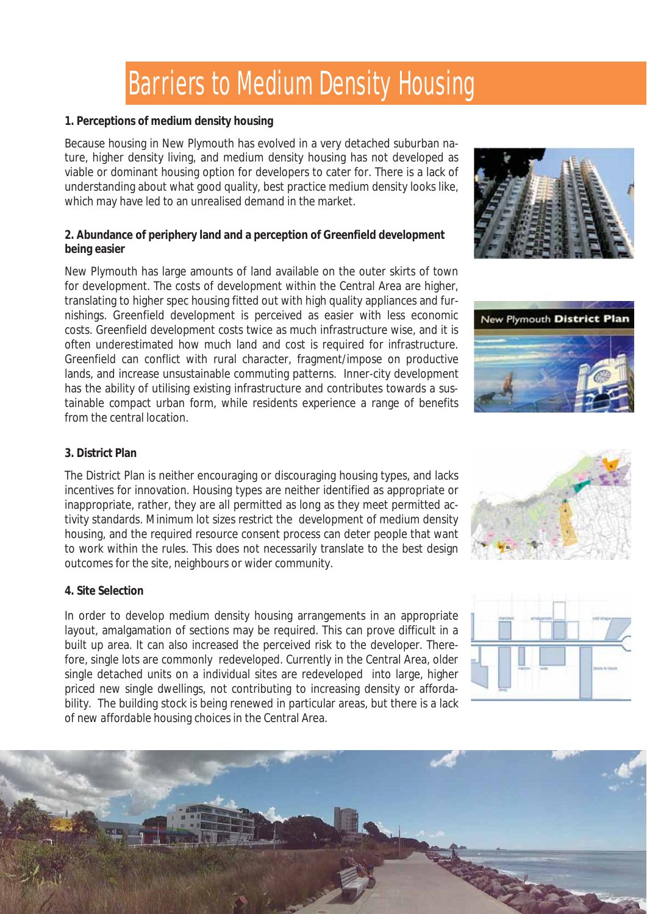# Barriers to Medium Density Housing

**1. Perceptions of medium density housing**

Because housing in New Plymouth has evolved in a very detached suburban nature, higher density living, and medium density housing has not developed as viable or dominant housing option for developers to cater for. There is a lack of understanding about what good quality, best practice medium density looks like, which may have led to an unrealised demand in the market.

**2. Abundance of periphery land and a perception of Greenfield development being easier**

New Plymouth has large amounts of land available on the outer skirts of town for development. The costs of development within the Central Area are higher, translating to higher spec housing fitted out with high quality appliances and furnishings. Greenfield development is perceived as easier with less economic costs. Greenfield development costs twice as much infrastructure wise, and it is often underestimated how much land and cost is required for infrastructure. Greenfield can conflict with rural character, fragment/impose on productive lands, and increase unsustainable commuting patterns. Inner-city development has the ability of utilising existing infrastructure and contributes towards a sustainable compact urban form, while residents experience a range of benefits from the central location.

**3. District Plan**

The District Plan is neither encouraging or discouraging housing types, and lacks incentives for innovation. Housing types are neither identified as appropriate or inappropriate, rather, they are all permitted as long as they meet permitted activity standards. Minimum lot sizes restrict the development of medium density housing, and the required resource consent process can deter people that want to work within the rules. This does not necessarily translate to the best design outcomes for the site, neighbours or wider community.

**4. Site Selection**

In order to develop medium density housing arrangements in an appropriate layout, amalgamation of sections may be required. This can prove difficult in a built up area. It can also increased the perceived risk to the developer. Therefore, single lots are commonly redeveloped. Currently in the Central Area, older single detached units on a individual sites are redeveloped into large, higher priced new single dwellings, not contributing to increasing density or affordability. The building stock is being renewed in particular areas, but there is a lack of new affordable housing choices in the Central Area.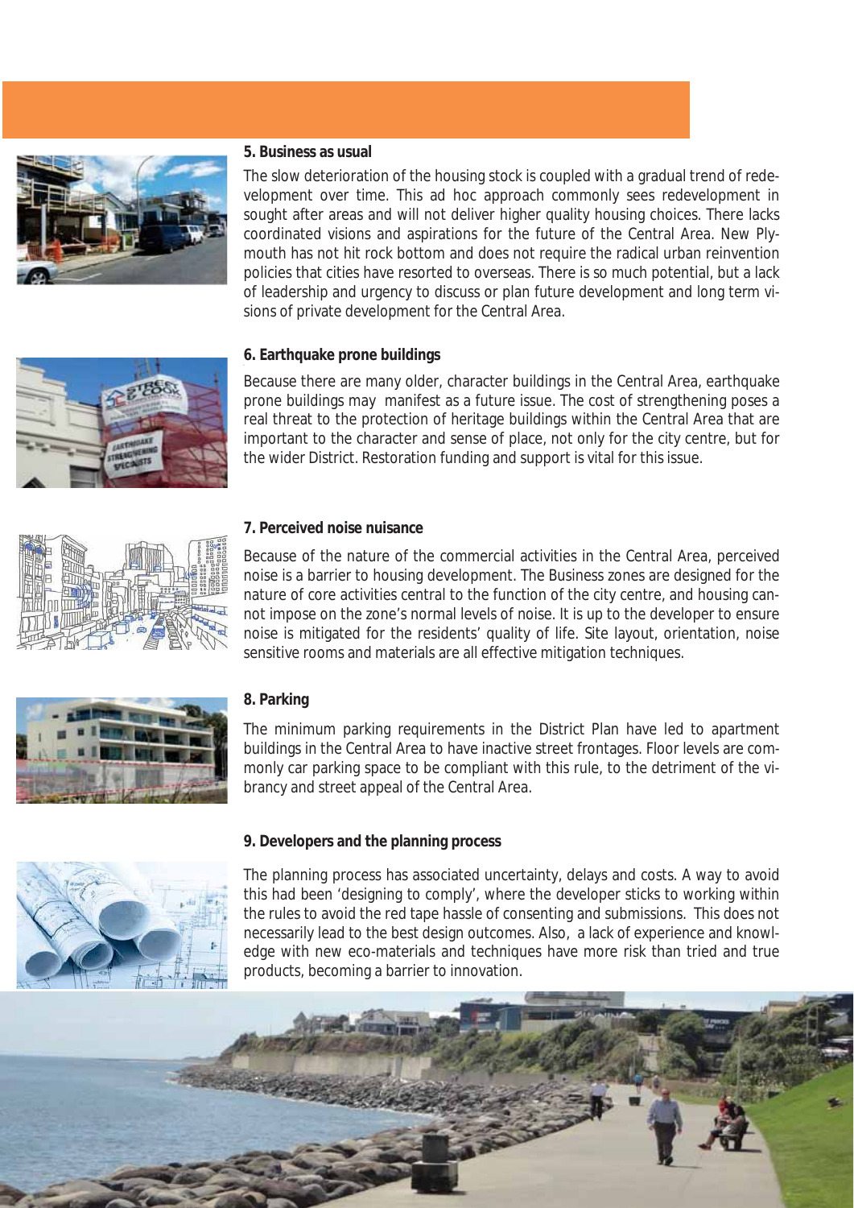### 5. Business as usual

The slow deterioration of the housing stock is coupled with a gradual trend of redevelopment over time. This ad hoc approach commonly sees redevelopment in sought after areas and will not deliver higher quality housing choices. There lacks coordinated visions and aspirations for the future of the Central Area. New Plymouth has not hit rock bottom and does not require the radical urban reinvention policies that cities have resorted to overseas. There is so much potential, but a lack of leadership and urgency to discuss or plan future development and long term visions of private development for the Central Area.

### 6. Earthquake prone buildings

Because there are many older, character buildings in the Central Area, earthquake prone buildings may manifest as a future issue. The cost of strengthening poses a real threat to the protection of heritage buildings within the Central Area that are important to the character and sense of place, not only for the city centre, but for the wider District. Restoration funding and support is vital for this issue.

### 7. Perceived noise nuisance

Because of the nature of the commercial activities in the Central Area, perceived noise is a barrier to housing development. The Business zones are designed for the nature of core activities central to the function of the city centre, and housing cannot impose on the zone's normal levels of noise. It is up to the developer to ensure noise is mitigated for the residents' quality of life. Site layout, orientation, noise sensitive rooms and materials are all effective mitigation techniques.

### 8. Parking

The minimum parking requirements in the District Plan have led to apartment buildings in the Central Area to have inactive street frontages. Floor levels are commonly car parking space to be compliant with this rule, to the detriment of the vibrancy and street appeal of the Central Area.

### 9. Developers and the planning process

The planning process has associated uncertainty, delays and costs. A way to avoid this had been 'designing to comply', where the developer sticks to working within the rules to avoid the red tape hassle of consenting and submissions. This does not necessarily lead to the best design outcomes. Also, a lack of experience and knowledge with new eco-materials and techniques have more risk than tried and true products, becoming a barrier to innovation.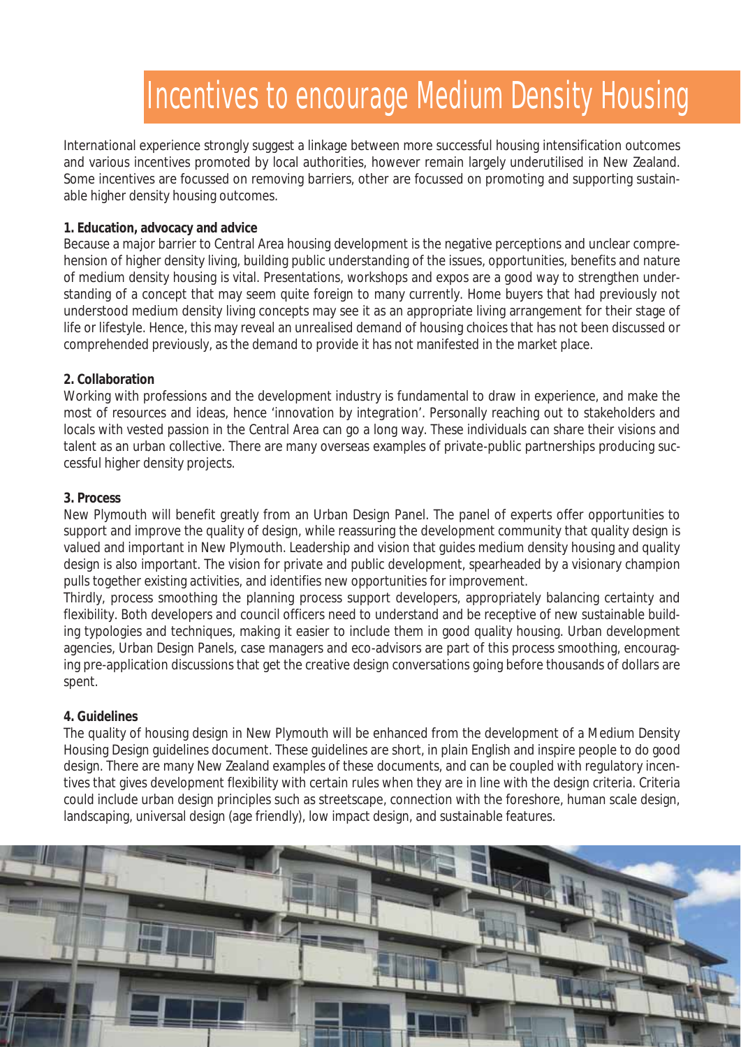# Incentives to encourage Medium Density Housing

International experience strongly suggest a linkage between more successful housing intensification outcomes and various incentives promoted by local authorities, however remain largely underutilised in New Zealand. Some incentives are focussed on removing barriers, other are focussed on promoting and supporting sustainable higher density housing outcomes.

**1. Education, advocacy and advice**

Because a major barrier to Central Area housing development is the negative perceptions and unclear comprehension of higher density living, building public understanding of the issues, opportunities, benefits and nature of medium density housing is vital. Presentations, workshops and expos are a good way to strengthen understanding of a concept that may seem quite foreign to many currently. Home buyers that had previously not understood medium density living concepts may see it as an appropriate living arrangement for their stage of life or lifestyle. Hence, this may reveal an unrealised demand of housing choices that has not been discussed or comprehended previously, as the demand to provide it has not manifested in the market place.

**2. Collaboration**

Working with professions and the development industry is fundamental to draw in experience, and make the most of resources and ideas, hence 'innovation by integration'. Personally reaching out to stakeholders and locals with vested passion in the Central Area can go a long way. These individuals can share their visions and talent as an urban collective. There are many overseas examples of private-public partnerships producing successful higher density projects.

**3. Process**

New Plymouth will benefit greatly from an Urban Design Panel. The panel of experts offer opportunities to support and improve the quality of design, while reassuring the development community that quality design is valued and important in New Plymouth. Leadership and vision that guides medium density housing and quality design is also important. The vision for private and public development, spearheaded by a visionary champion pulls together existing activities, and identifies new opportunities for improvement.

Thirdly, process smoothing the planning process support developers, appropriately balancing certainty and flexibility. Both developers and council officers need to understand and be receptive of new sustainable building typologies and techniques, making it easier to include them in good quality housing. Urban development agencies, Urban Design Panels, case managers and eco-advisors are part of this process smoothing, encouraging pre-application discussions that get the creative design conversations going before thousands of dollars are spent.

**4. Guidelines**

The quality of housing design in New Plymouth will be enhanced from the development of a Medium Density Housing Design guidelines document. These guidelines are short, in plain English and inspire people to do good design. There are many New Zealand examples of these documents, and can be coupled with regulatory incentives that gives development flexibility with certain rules when they are in line with the design criteria. Criteria could include urban design principles such as streetscape, connection with the foreshore, human scale design, landscaping, universal design (age friendly), low impact design, and sustainable features.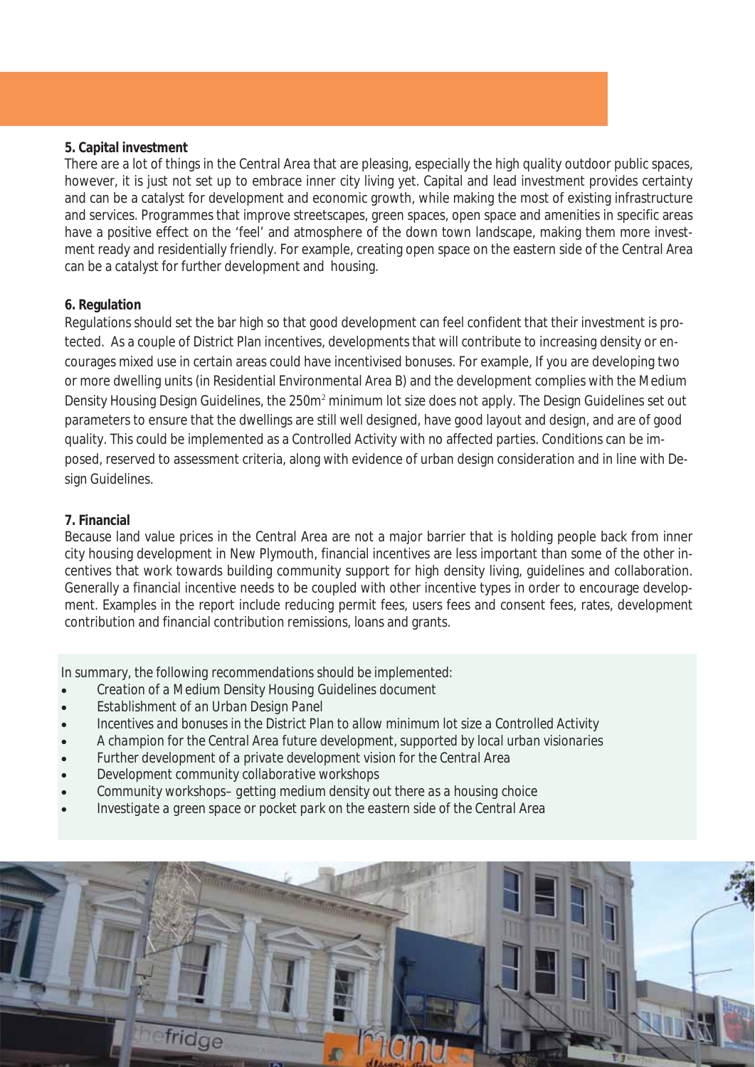**5. Capital investment**

There are a lot of things in the Central Area that are pleasing, especially the high quality outdoor public spaces, however, it is just not set up to embrace inner city living yet. Capital and lead investment provides certainty and can be a catalyst for development and economic growth, while making the most of existing infrastructure and services. Programmes that improve streetscapes, green spaces, open space and amenities in specific areas have a positive effect on the 'feel' and atmosphere of the down town landscape, making them more investment ready and residentially friendly. For example, creating open space on the eastern side of the Central Area can be a catalyst for further development and housing.

**6. Regulation**

Regulations should set the bar high so that good development can feel confident that their investment is protected. As a couple of District Plan incentives, developments that will contribute to increasing density or encourages mixed use in certain areas could have incentivised bonuses. For example, If you are developing two or more dwelling units (in Residential Environmental Area B) and the development complies with the Medium Density Housing Design Guidelines, the 250m$^2$ minimum lot size does not apply. The Design Guidelines set out parameters to ensure that the dwellings are still well designed, have good layout and design, and are of good quality. This could be implemented as a Controlled Activity with no affected parties. Conditions can be imposed, reserved to assessment criteria, along with evidence of urban design consideration and in line with Design Guidelines.

**7. Financial**

Because land value prices in the Central Area are not a major barrier that is holding people back from inner city housing development in New Plymouth, financial incentives are less important than some of the other incentives that work towards building community support for high density living, guidelines and collaboration. Generally a financial incentive needs to be coupled with other incentive types in order to encourage development. Examples in the report include reducing permit fees, users fees and consent fees, rates, development contribution and financial contribution remissions, loans and grants.

*In summary, the following recommendations should be implemented:*

- *Creation of a Medium Density Housing Guidelines document*
- *Establishment of an Urban Design Panel*
- *Incentives and bonuses in the District Plan to allow minimum lot size a Controlled Activity*
- *A champion for the Central Area future development, supported by local urban visionaries*
- *Further development of a private development vision for the Central Area*
- *Development community collaborative workshops*
- *Community workshops– getting medium density out there as a housing choice*
- *Investigate a green space or pocket park on the eastern side of the Central Area*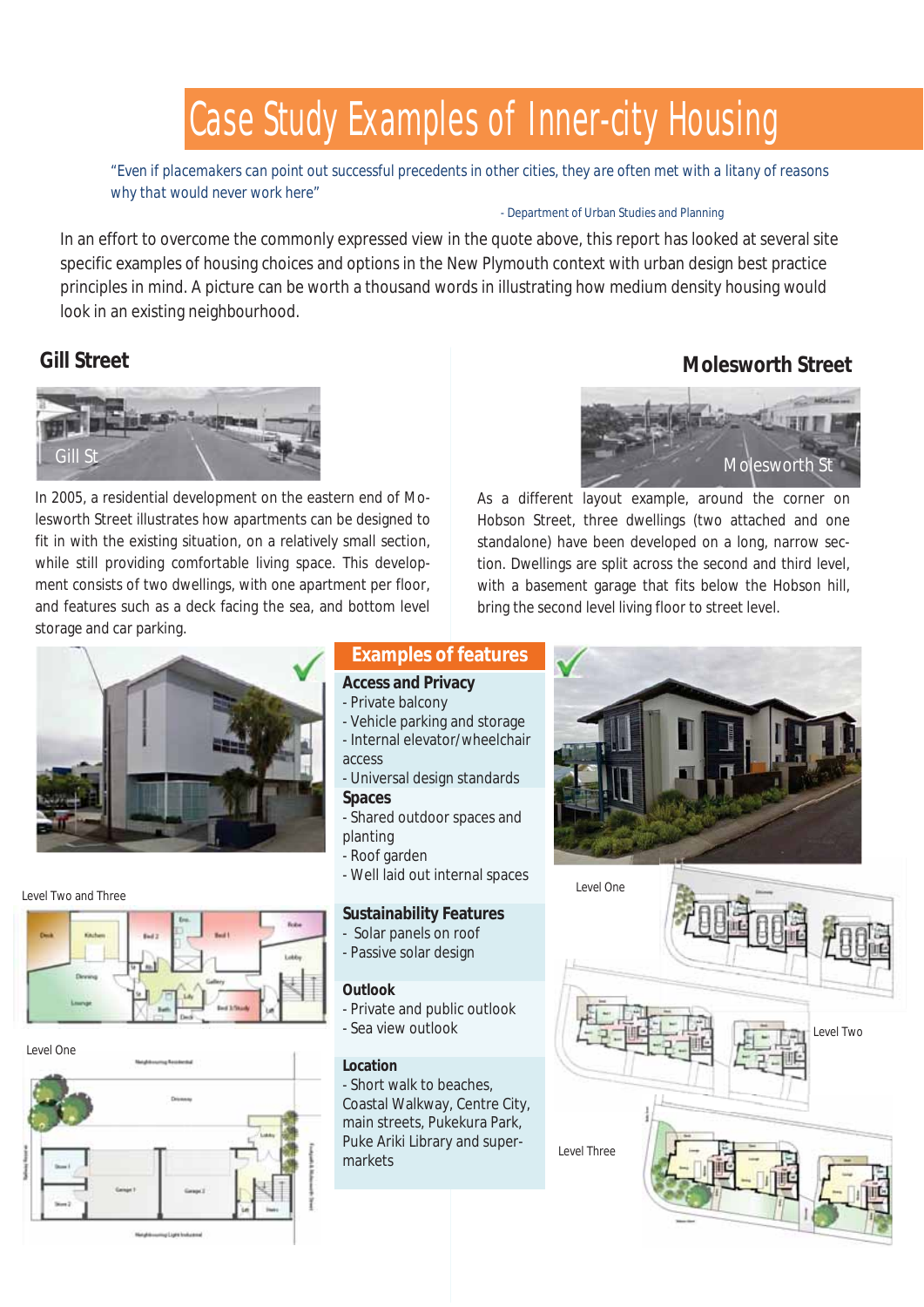# Case Study Examples of Inner-city Housing

"Even if placemakers can point out successful precedents in other cities, they are often met with a litany of reasons why that would never work here"

- Department of Urban Studies and Planning

In an effort to overcome the commonly expressed view in the quote above, this report has looked at several site specific examples of housing choices and options in the New Plymouth context with urban design best practice principles in mind. A picture can be worth a thousand words in illustrating how medium density housing would look in an existing neighbourhood.

## Gill Street

Gill St

In 2005, a residential development on the eastern end of Molesworth Street illustrates how apartments can be designed to fit in with the existing situation, on a relatively small section, while still providing comfortable living space. This development consists of two dwellings, with one apartment per floor, and features such as a deck facing the sea, and bottom level storage and car parking.

Level Two and Three

Level One

## Molesworth Street

Molesworth St

As a different layout example, around the corner on Hobson Street, three dwellings (two attached and one standalone) have been developed on a long, narrow section. Dwellings are split across the second and third level, with a basement garage that fits below the Hobson hill, bring the second level living floor to street level.

Level One

Level Two

Level Three

## Examples of features

**Access and Privacy**
- Private balcony
- Vehicle parking and storage
- Internal elevator/wheelchair access
- Universal design standards

**Spaces**
- Shared outdoor spaces and planting
- Roof garden
- Well laid out internal spaces

**Sustainability Features**
- Solar panels on roof
- Passive solar design

**Outlook**
- Private and public outlook
- Sea view outlook

**Location**
- Short walk to beaches, Coastal Walkway, Centre City, main streets, Pukekura Park, Puke Ariki Library and supermarkets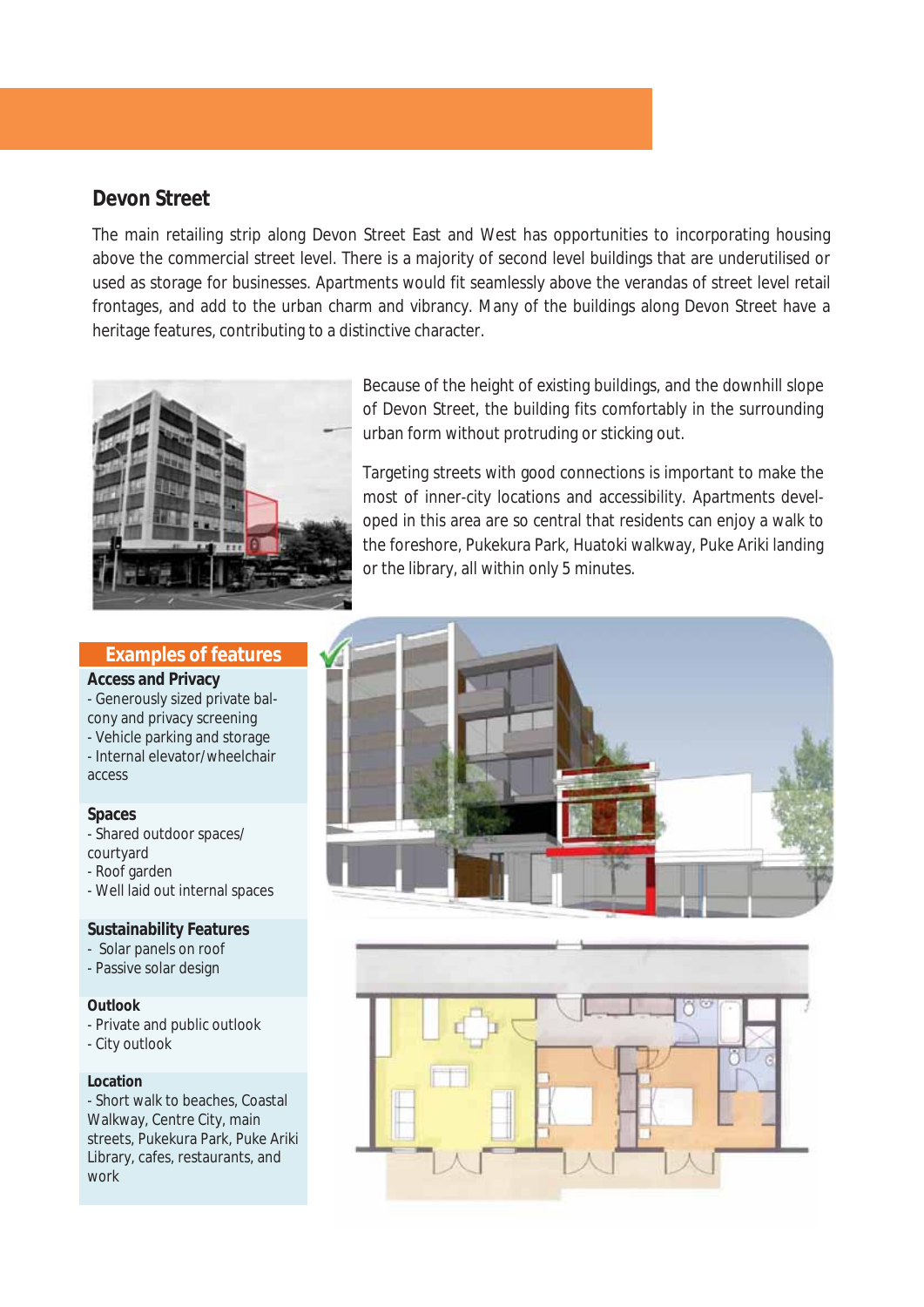## Devon Street

The main retailing strip along Devon Street East and West has opportunities to incorporating housing above the commercial street level. There is a majority of second level buildings that are underutilised or used as storage for businesses. Apartments would fit seamlessly above the verandas of street level retail frontages, and add to the urban charm and vibrancy. Many of the buildings along Devon Street have a heritage features, contributing to a distinctive character.

Because of the height of existing buildings, and the downhill slope of Devon Street, the building fits comfortably in the surrounding urban form without protruding or sticking out.

Targeting streets with good connections is important to make the most of inner-city locations and accessibility. Apartments developed in this area are so central that residents can enjoy a walk to the foreshore, Pukekura Park, Huatoki walkway, Puke Ariki landing or the library, all within only 5 minutes.

### Examples of features

**Access and Privacy**
- Generously sized private balcony and privacy screening
- Vehicle parking and storage
- Internal elevator/wheelchair access

**Spaces**
- Shared outdoor spaces/courtyard
- Roof garden
- Well laid out internal spaces

**Sustainability Features**
- Solar panels on roof
- Passive solar design

**Outlook**
- Private and public outlook
- City outlook

**Location**
- Short walk to beaches, Coastal Walkway, Centre City, main streets, Pukekura Park, Puke Ariki Library, cafes, restaurants, and work